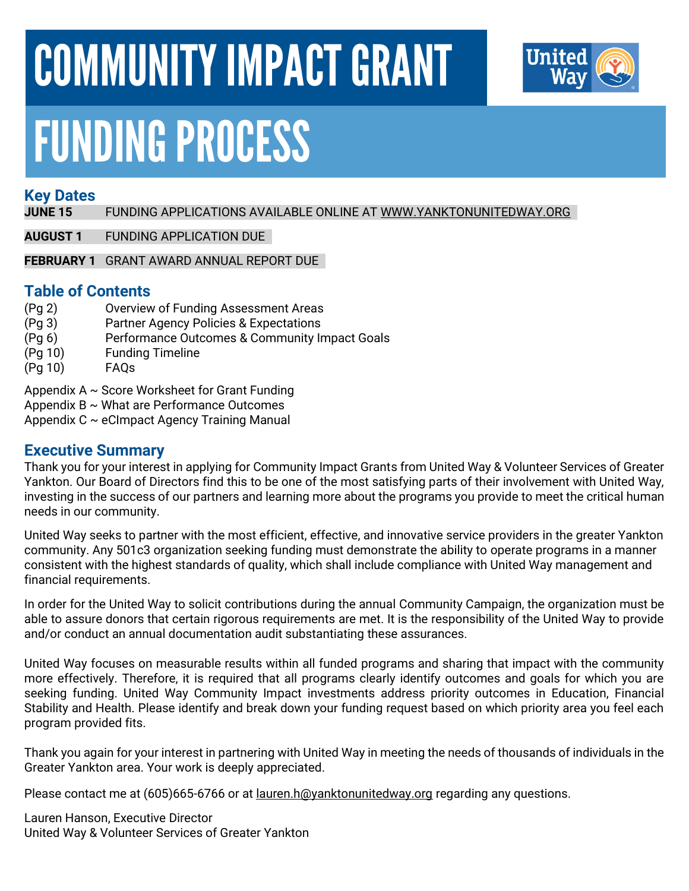# COMMUNITY IMPACT GRANT
# FUNDING PROCESS

## Key Dates

**JUNE 15** FUNDING APPLICATIONS AVAILABLE ONLINE AT WWW.YANKTONUNITEDWAY.ORG

**AUGUST 1** FUNDING APPLICATION DUE

**FEBRUARY 1** GRANT AWARD ANNUAL REPORT DUE

## Table of Contents

(Pg 2) Overview of Funding Assessment Areas
(Pg 3) Partner Agency Policies & Expectations
(Pg 6) Performance Outcomes & Community Impact Goals
(Pg 10) Funding Timeline
(Pg 10) FAQs

Appendix A ~ Score Worksheet for Grant Funding
Appendix B ~ What are Performance Outcomes
Appendix C ~ eCImpact Agency Training Manual

## Executive Summary

Thank you for your interest in applying for Community Impact Grants from United Way & Volunteer Services of Greater Yankton. Our Board of Directors find this to be one of the most satisfying parts of their involvement with United Way, investing in the success of our partners and learning more about the programs you provide to meet the critical human needs in our community.

United Way seeks to partner with the most efficient, effective, and innovative service providers in the greater Yankton community. Any 501c3 organization seeking funding must demonstrate the ability to operate programs in a manner consistent with the highest standards of quality, which shall include compliance with United Way management and financial requirements.

In order for the United Way to solicit contributions during the annual Community Campaign, the organization must be able to assure donors that certain rigorous requirements are met. It is the responsibility of the United Way to provide and/or conduct an annual documentation audit substantiating these assurances.

United Way focuses on measurable results within all funded programs and sharing that impact with the community more effectively. Therefore, it is required that all programs clearly identify outcomes and goals for which you are seeking funding. United Way Community Impact investments address priority outcomes in Education, Financial Stability and Health. Please identify and break down your funding request based on which priority area you feel each program provided fits.

Thank you again for your interest in partnering with United Way in meeting the needs of thousands of individuals in the Greater Yankton area. Your work is deeply appreciated.

Please contact me at (605)665-6766 or at lauren.h@yanktonunitedway.org regarding any questions.

Lauren Hanson, Executive Director
United Way & Volunteer Services of Greater Yankton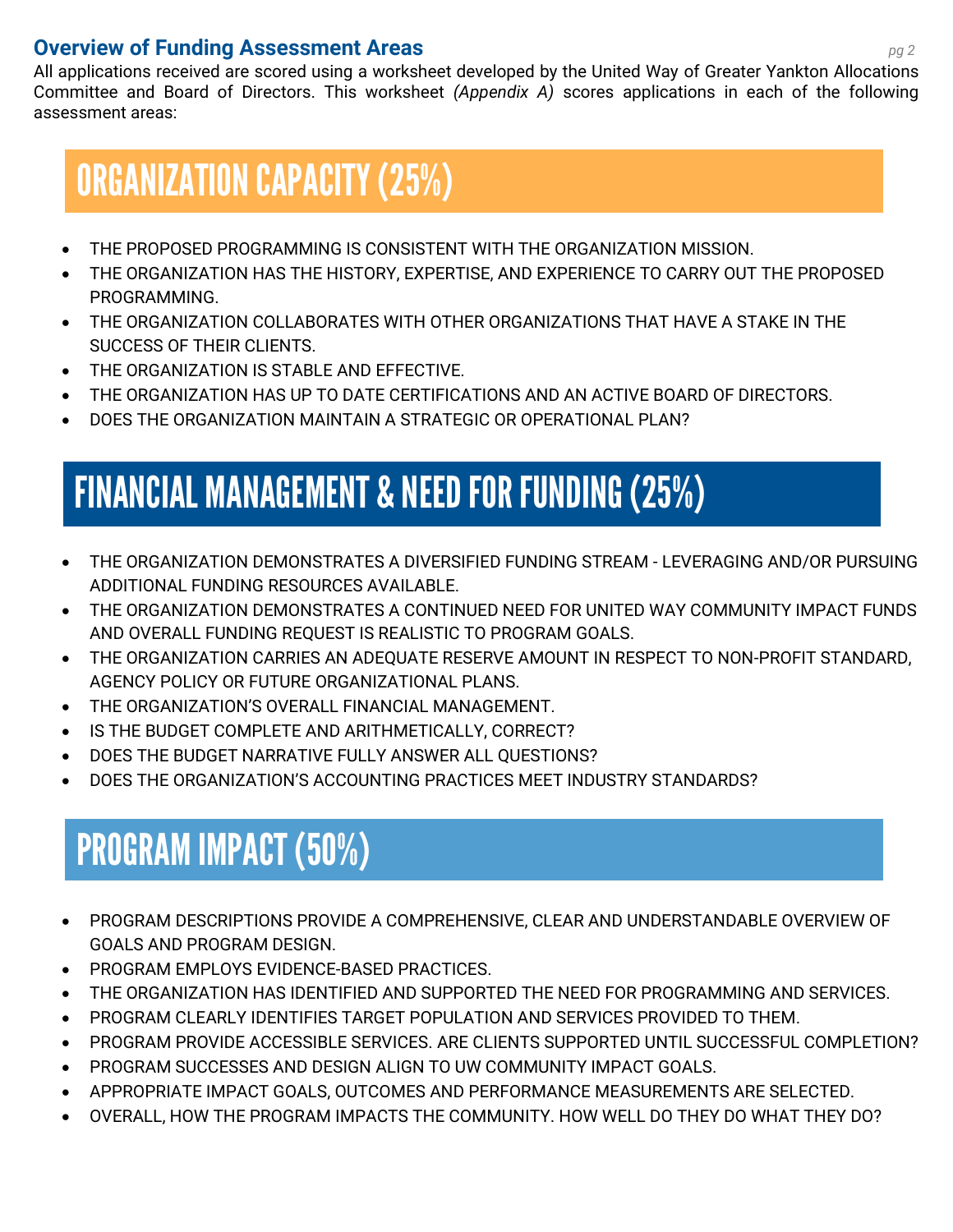## Overview of Funding Assessment Areas

All applications received are scored using a worksheet developed by the United Way of Greater Yankton Allocations Committee and Board of Directors. This worksheet *(Appendix A)* scores applications in each of the following assessment areas:

# ORGANIZATION CAPACITY (25%)

- THE PROPOSED PROGRAMMING IS CONSISTENT WITH THE ORGANIZATION MISSION.
- THE ORGANIZATION HAS THE HISTORY, EXPERTISE, AND EXPERIENCE TO CARRY OUT THE PROPOSED PROGRAMMING.
- THE ORGANIZATION COLLABORATES WITH OTHER ORGANIZATIONS THAT HAVE A STAKE IN THE SUCCESS OF THEIR CLIENTS.
- THE ORGANIZATION IS STABLE AND EFFECTIVE.
- THE ORGANIZATION HAS UP TO DATE CERTIFICATIONS AND AN ACTIVE BOARD OF DIRECTORS.
- DOES THE ORGANIZATION MAINTAIN A STRATEGIC OR OPERATIONAL PLAN?

# FINANCIAL MANAGEMENT & NEED FOR FUNDING (25%)

- THE ORGANIZATION DEMONSTRATES A DIVERSIFIED FUNDING STREAM - LEVERAGING AND/OR PURSUING ADDITIONAL FUNDING RESOURCES AVAILABLE.
- THE ORGANIZATION DEMONSTRATES A CONTINUED NEED FOR UNITED WAY COMMUNITY IMPACT FUNDS AND OVERALL FUNDING REQUEST IS REALISTIC TO PROGRAM GOALS.
- THE ORGANIZATION CARRIES AN ADEQUATE RESERVE AMOUNT IN RESPECT TO NON-PROFIT STANDARD, AGENCY POLICY OR FUTURE ORGANIZATIONAL PLANS.
- THE ORGANIZATION'S OVERALL FINANCIAL MANAGEMENT.
- IS THE BUDGET COMPLETE AND ARITHMETICALLY, CORRECT?
- DOES THE BUDGET NARRATIVE FULLY ANSWER ALL QUESTIONS?
- DOES THE ORGANIZATION'S ACCOUNTING PRACTICES MEET INDUSTRY STANDARDS?

# PROGRAM IMPACT (50%)

- PROGRAM DESCRIPTIONS PROVIDE A COMPREHENSIVE, CLEAR AND UNDERSTANDABLE OVERVIEW OF GOALS AND PROGRAM DESIGN.
- PROGRAM EMPLOYS EVIDENCE-BASED PRACTICES.
- THE ORGANIZATION HAS IDENTIFIED AND SUPPORTED THE NEED FOR PROGRAMMING AND SERVICES.
- PROGRAM CLEARLY IDENTIFIES TARGET POPULATION AND SERVICES PROVIDED TO THEM.
- PROGRAM PROVIDE ACCESSIBLE SERVICES. ARE CLIENTS SUPPORTED UNTIL SUCCESSFUL COMPLETION?
- PROGRAM SUCCESSES AND DESIGN ALIGN TO UW COMMUNITY IMPACT GOALS.
- APPROPRIATE IMPACT GOALS, OUTCOMES AND PERFORMANCE MEASUREMENTS ARE SELECTED.
- OVERALL, HOW THE PROGRAM IMPACTS THE COMMUNITY. HOW WELL DO THEY DO WHAT THEY DO?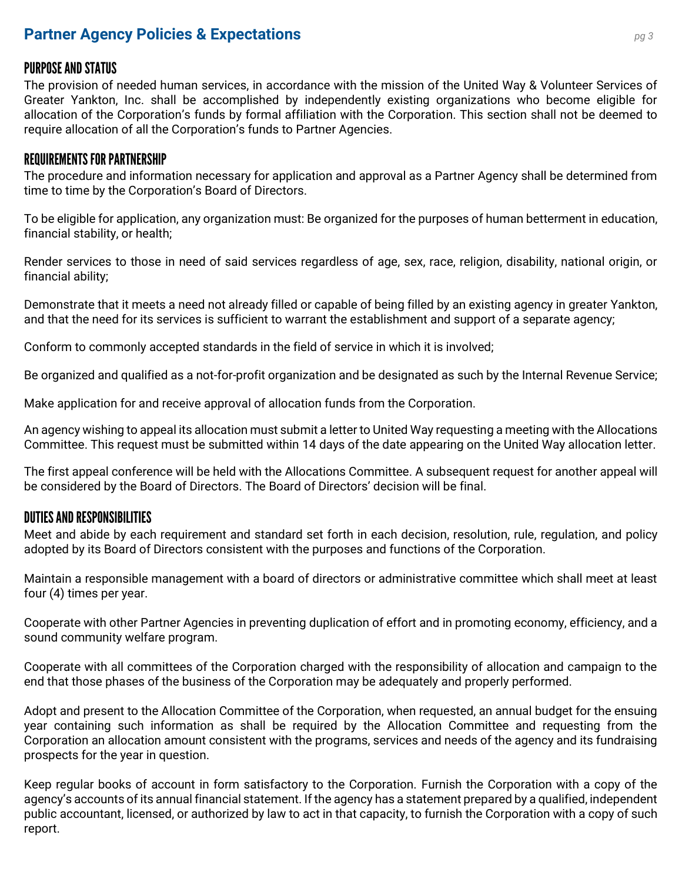# Partner Agency Policies & Expectations

## PURPOSE AND STATUS

The provision of needed human services, in accordance with the mission of the United Way & Volunteer Services of Greater Yankton, Inc. shall be accomplished by independently existing organizations who become eligible for allocation of the Corporation's funds by formal affiliation with the Corporation. This section shall not be deemed to require allocation of all the Corporation's funds to Partner Agencies.

## REQUIREMENTS FOR PARTNERSHIP

The procedure and information necessary for application and approval as a Partner Agency shall be determined from time to time by the Corporation's Board of Directors.

To be eligible for application, any organization must: Be organized for the purposes of human betterment in education, financial stability, or health;

Render services to those in need of said services regardless of age, sex, race, religion, disability, national origin, or financial ability;

Demonstrate that it meets a need not already filled or capable of being filled by an existing agency in greater Yankton, and that the need for its services is sufficient to warrant the establishment and support of a separate agency;

Conform to commonly accepted standards in the field of service in which it is involved;

Be organized and qualified as a not-for-profit organization and be designated as such by the Internal Revenue Service;

Make application for and receive approval of allocation funds from the Corporation.

An agency wishing to appeal its allocation must submit a letter to United Way requesting a meeting with the Allocations Committee. This request must be submitted within 14 days of the date appearing on the United Way allocation letter.

The first appeal conference will be held with the Allocations Committee. A subsequent request for another appeal will be considered by the Board of Directors. The Board of Directors' decision will be final.

## DUTIES AND RESPONSIBILITIES

Meet and abide by each requirement and standard set forth in each decision, resolution, rule, regulation, and policy adopted by its Board of Directors consistent with the purposes and functions of the Corporation.

Maintain a responsible management with a board of directors or administrative committee which shall meet at least four (4) times per year.

Cooperate with other Partner Agencies in preventing duplication of effort and in promoting economy, efficiency, and a sound community welfare program.

Cooperate with all committees of the Corporation charged with the responsibility of allocation and campaign to the end that those phases of the business of the Corporation may be adequately and properly performed.

Adopt and present to the Allocation Committee of the Corporation, when requested, an annual budget for the ensuing year containing such information as shall be required by the Allocation Committee and requesting from the Corporation an allocation amount consistent with the programs, services and needs of the agency and its fundraising prospects for the year in question.

Keep regular books of account in form satisfactory to the Corporation. Furnish the Corporation with a copy of the agency's accounts of its annual financial statement. If the agency has a statement prepared by a qualified, independent public accountant, licensed, or authorized by law to act in that capacity, to furnish the Corporation with a copy of such report.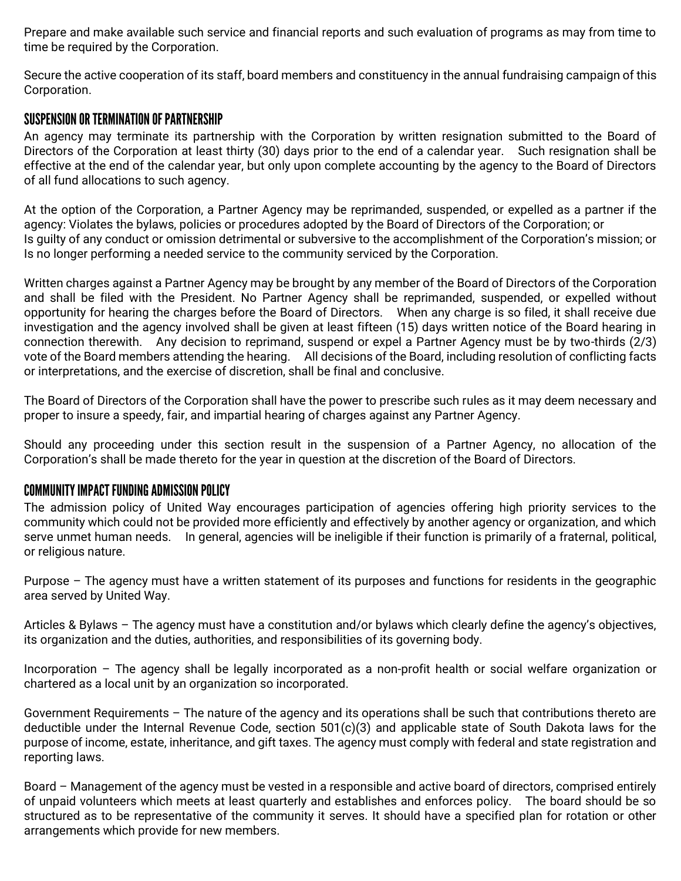Prepare and make available such service and financial reports and such evaluation of programs as may from time to time be required by the Corporation.

Secure the active cooperation of its staff, board members and constituency in the annual fundraising campaign of this Corporation.

## SUSPENSION OR TERMINATION OF PARTNERSHIP

An agency may terminate its partnership with the Corporation by written resignation submitted to the Board of Directors of the Corporation at least thirty (30) days prior to the end of a calendar year. Such resignation shall be effective at the end of the calendar year, but only upon complete accounting by the agency to the Board of Directors of all fund allocations to such agency.

At the option of the Corporation, a Partner Agency may be reprimanded, suspended, or expelled as a partner if the agency: Violates the bylaws, policies or procedures adopted by the Board of Directors of the Corporation; or
Is guilty of any conduct or omission detrimental or subversive to the accomplishment of the Corporation's mission; or
Is no longer performing a needed service to the community serviced by the Corporation.

Written charges against a Partner Agency may be brought by any member of the Board of Directors of the Corporation and shall be filed with the President. No Partner Agency shall be reprimanded, suspended, or expelled without opportunity for hearing the charges before the Board of Directors. When any charge is so filed, it shall receive due investigation and the agency involved shall be given at least fifteen (15) days written notice of the Board hearing in connection therewith. Any decision to reprimand, suspend or expel a Partner Agency must be by two-thirds (2/3) vote of the Board members attending the hearing. All decisions of the Board, including resolution of conflicting facts or interpretations, and the exercise of discretion, shall be final and conclusive.

The Board of Directors of the Corporation shall have the power to prescribe such rules as it may deem necessary and proper to insure a speedy, fair, and impartial hearing of charges against any Partner Agency.

Should any proceeding under this section result in the suspension of a Partner Agency, no allocation of the Corporation's shall be made thereto for the year in question at the discretion of the Board of Directors.

## COMMUNITY IMPACT FUNDING ADMISSION POLICY

The admission policy of United Way encourages participation of agencies offering high priority services to the community which could not be provided more efficiently and effectively by another agency or organization, and which serve unmet human needs. In general, agencies will be ineligible if their function is primarily of a fraternal, political, or religious nature.

Purpose – The agency must have a written statement of its purposes and functions for residents in the geographic area served by United Way.

Articles & Bylaws – The agency must have a constitution and/or bylaws which clearly define the agency's objectives, its organization and the duties, authorities, and responsibilities of its governing body.

Incorporation – The agency shall be legally incorporated as a non-profit health or social welfare organization or chartered as a local unit by an organization so incorporated.

Government Requirements – The nature of the agency and its operations shall be such that contributions thereto are deductible under the Internal Revenue Code, section 501(c)(3) and applicable state of South Dakota laws for the purpose of income, estate, inheritance, and gift taxes. The agency must comply with federal and state registration and reporting laws.

Board – Management of the agency must be vested in a responsible and active board of directors, comprised entirely of unpaid volunteers which meets at least quarterly and establishes and enforces policy. The board should be so structured as to be representative of the community it serves. It should have a specified plan for rotation or other arrangements which provide for new members.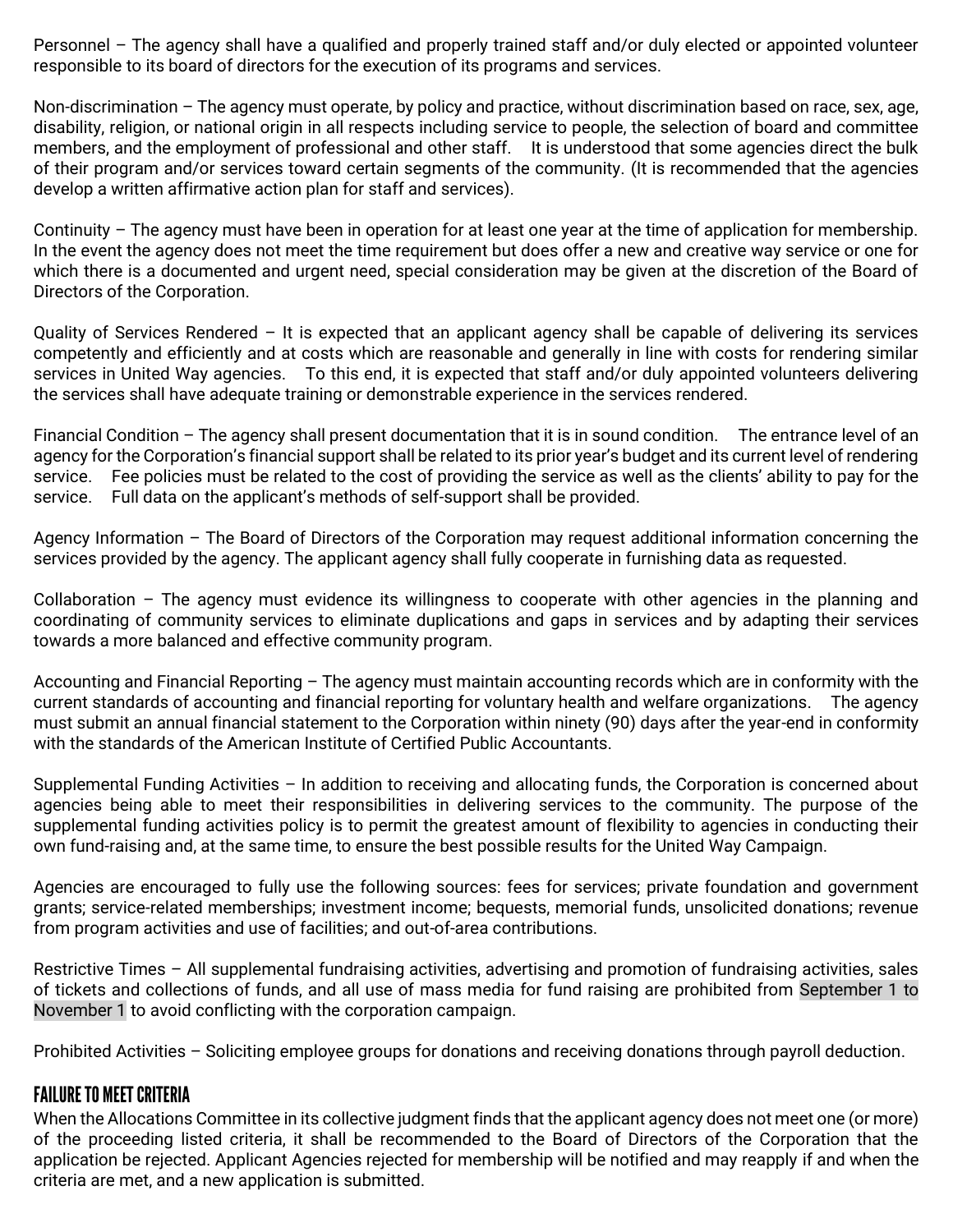Personnel – The agency shall have a qualified and properly trained staff and/or duly elected or appointed volunteer responsible to its board of directors for the execution of its programs and services.

Non-discrimination – The agency must operate, by policy and practice, without discrimination based on race, sex, age, disability, religion, or national origin in all respects including service to people, the selection of board and committee members, and the employment of professional and other staff. It is understood that some agencies direct the bulk of their program and/or services toward certain segments of the community. (It is recommended that the agencies develop a written affirmative action plan for staff and services).

Continuity – The agency must have been in operation for at least one year at the time of application for membership. In the event the agency does not meet the time requirement but does offer a new and creative way service or one for which there is a documented and urgent need, special consideration may be given at the discretion of the Board of Directors of the Corporation.

Quality of Services Rendered – It is expected that an applicant agency shall be capable of delivering its services competently and efficiently and at costs which are reasonable and generally in line with costs for rendering similar services in United Way agencies. To this end, it is expected that staff and/or duly appointed volunteers delivering the services shall have adequate training or demonstrable experience in the services rendered.

Financial Condition – The agency shall present documentation that it is in sound condition. The entrance level of an agency for the Corporation's financial support shall be related to its prior year's budget and its current level of rendering service. Fee policies must be related to the cost of providing the service as well as the clients' ability to pay for the service. Full data on the applicant's methods of self-support shall be provided.

Agency Information – The Board of Directors of the Corporation may request additional information concerning the services provided by the agency. The applicant agency shall fully cooperate in furnishing data as requested.

Collaboration – The agency must evidence its willingness to cooperate with other agencies in the planning and coordinating of community services to eliminate duplications and gaps in services and by adapting their services towards a more balanced and effective community program.

Accounting and Financial Reporting – The agency must maintain accounting records which are in conformity with the current standards of accounting and financial reporting for voluntary health and welfare organizations. The agency must submit an annual financial statement to the Corporation within ninety (90) days after the year-end in conformity with the standards of the American Institute of Certified Public Accountants.

Supplemental Funding Activities – In addition to receiving and allocating funds, the Corporation is concerned about agencies being able to meet their responsibilities in delivering services to the community. The purpose of the supplemental funding activities policy is to permit the greatest amount of flexibility to agencies in conducting their own fund-raising and, at the same time, to ensure the best possible results for the United Way Campaign.

Agencies are encouraged to fully use the following sources: fees for services; private foundation and government grants; service-related memberships; investment income; bequests, memorial funds, unsolicited donations; revenue from program activities and use of facilities; and out-of-area contributions.

Restrictive Times – All supplemental fundraising activities, advertising and promotion of fundraising activities, sales of tickets and collections of funds, and all use of mass media for fund raising are prohibited from September 1 to November 1 to avoid conflicting with the corporation campaign.

Prohibited Activities – Soliciting employee groups for donations and receiving donations through payroll deduction.

## FAILURE TO MEET CRITERIA

When the Allocations Committee in its collective judgment finds that the applicant agency does not meet one (or more) of the proceeding listed criteria, it shall be recommended to the Board of Directors of the Corporation that the application be rejected. Applicant Agencies rejected for membership will be notified and may reapply if and when the criteria are met, and a new application is submitted.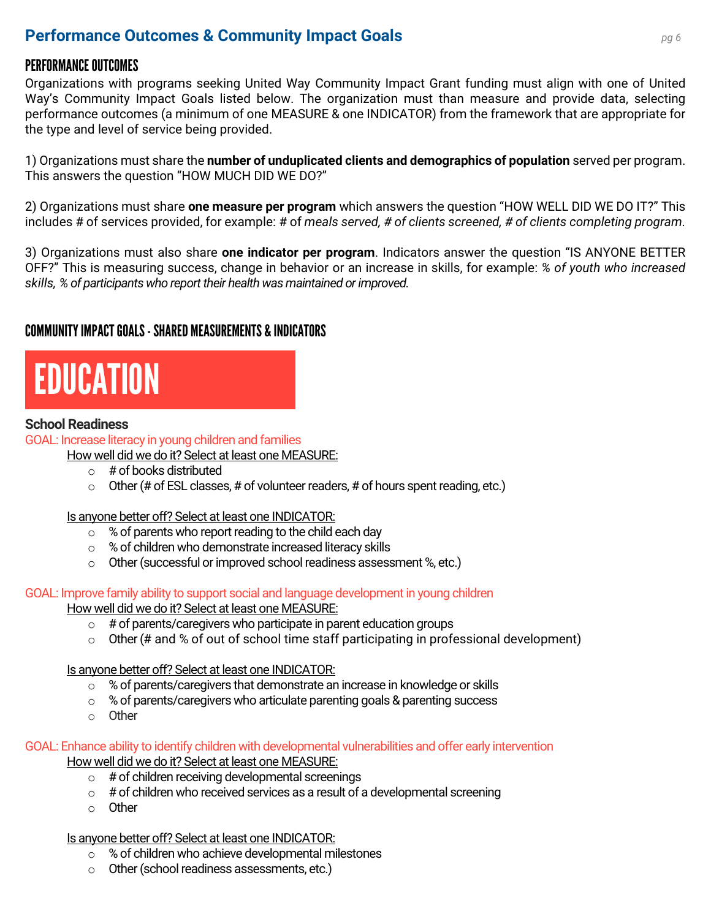## Performance Outcomes & Community Impact Goals

### PERFORMANCE OUTCOMES

Organizations with programs seeking United Way Community Impact Grant funding must align with one of United Way's Community Impact Goals listed below. The organization must than measure and provide data, selecting performance outcomes (a minimum of one MEASURE & one INDICATOR) from the framework that are appropriate for the type and level of service being provided.

1) Organizations must share the **number of unduplicated clients and demographics of population** served per program. This answers the question "HOW MUCH DID WE DO?"

2) Organizations must share **one measure per program** which answers the question "HOW WELL DID WE DO IT?" This includes # of services provided, for example: # of *meals served, # of clients screened, # of clients completing program.*

3) Organizations must also share **one indicator per program**. Indicators answer the question "IS ANYONE BETTER OFF?" This is measuring success, change in behavior or an increase in skills, for example: *% of youth who increased skills, % of participants who report their health was maintained or improved.*

### COMMUNITY IMPACT GOALS - SHARED MEASUREMENTS & INDICATORS

# EDUCATION

**School Readiness**

GOAL: Increase literacy in young children and families

How well did we do it? Select at least one MEASURE:

- # of books distributed
- Other (# of ESL classes, # of volunteer readers, # of hours spent reading, etc.)

Is anyone better off? Select at least one INDICATOR:

- % of parents who report reading to the child each day
- % of children who demonstrate increased literacy skills
- Other (successful or improved school readiness assessment %, etc.)

GOAL: Improve family ability to support social and language development in young children

How well did we do it? Select at least one MEASURE:

- # of parents/caregivers who participate in parent education groups
- Other (# and % of out of school time staff participating in professional development)

Is anyone better off? Select at least one INDICATOR:

- % of parents/caregivers that demonstrate an increase in knowledge or skills
- % of parents/caregivers who articulate parenting goals & parenting success
- Other

GOAL: Enhance ability to identify children with developmental vulnerabilities and offer early intervention

How well did we do it? Select at least one MEASURE:

- # of children receiving developmental screenings
- # of children who received services as a result of a developmental screening
- Other

Is anyone better off? Select at least one INDICATOR:

- % of children who achieve developmental milestones
- Other (school readiness assessments, etc.)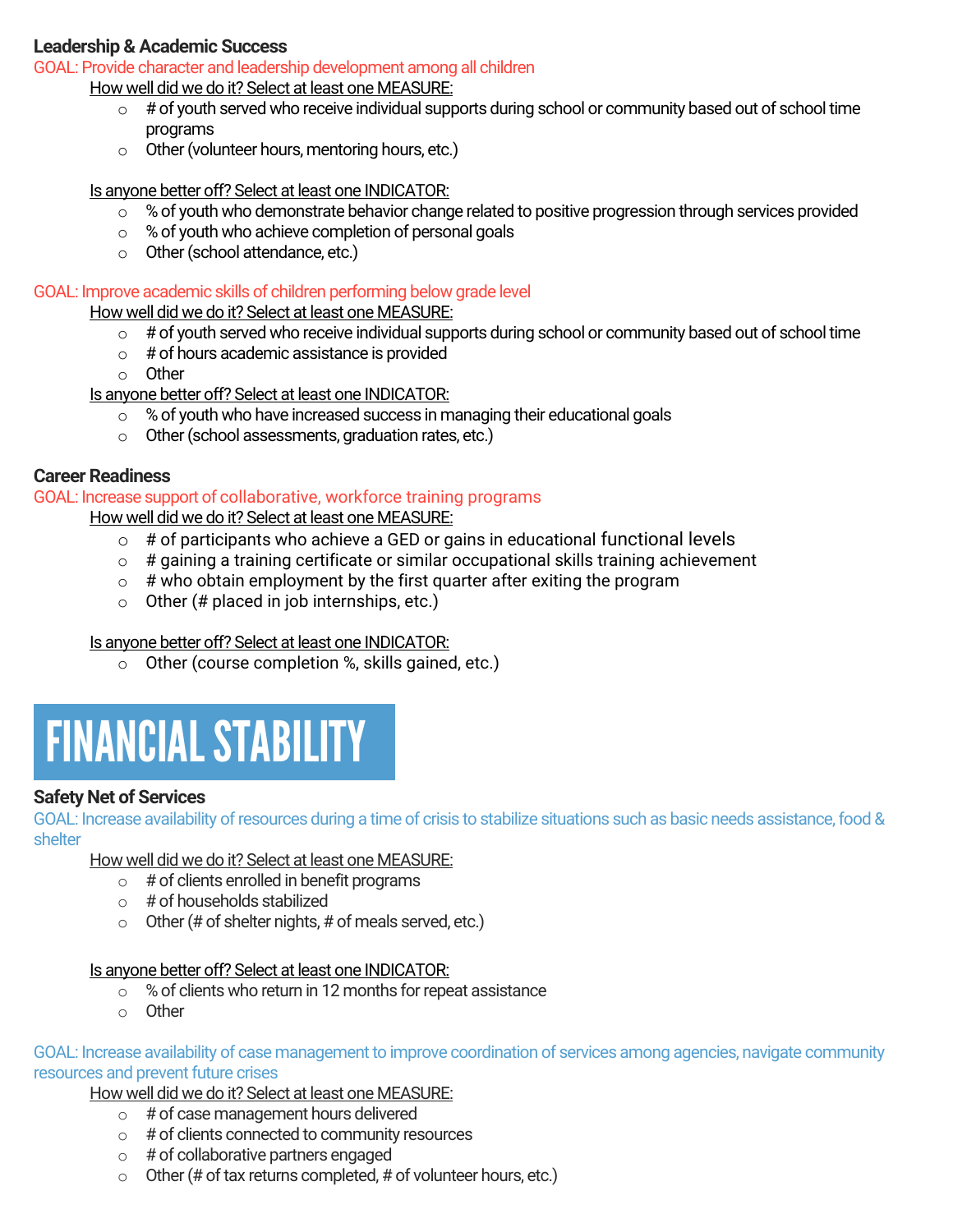### Leadership & Academic Success

GOAL: Provide character and leadership development among all children

How well did we do it? Select at least one MEASURE:

- # of youth served who receive individual supports during school or community based out of school time programs
- Other (volunteer hours, mentoring hours, etc.)

Is anyone better off? Select at least one INDICATOR:

- % of youth who demonstrate behavior change related to positive progression through services provided
- % of youth who achieve completion of personal goals
- Other (school attendance, etc.)

GOAL: Improve academic skills of children performing below grade level

How well did we do it? Select at least one MEASURE:

- # of youth served who receive individual supports during school or community based out of school time
- # of hours academic assistance is provided
- Other

Is anyone better off? Select at least one INDICATOR:

- % of youth who have increased success in managing their educational goals
- Other (school assessments, graduation rates, etc.)

### Career Readiness

GOAL: Increase support of collaborative, workforce training programs

How well did we do it? Select at least one MEASURE:

- # of participants who achieve a GED or gains in educational functional levels
- # gaining a training certificate or similar occupational skills training achievement
- # who obtain employment by the first quarter after exiting the program
- Other (# placed in job internships, etc.)

Is anyone better off? Select at least one INDICATOR:

- Other (course completion %, skills gained, etc.)

# FINANCIAL STABILITY

### Safety Net of Services

GOAL: Increase availability of resources during a time of crisis to stabilize situations such as basic needs assistance, food & shelter

How well did we do it? Select at least one MEASURE:

- # of clients enrolled in benefit programs
- # of households stabilized
- Other (# of shelter nights, # of meals served, etc.)

Is anyone better off? Select at least one INDICATOR:

- % of clients who return in 12 months for repeat assistance
- Other

GOAL: Increase availability of case management to improve coordination of services among agencies, navigate community resources and prevent future crises

How well did we do it? Select at least one MEASURE:

- # of case management hours delivered
- # of clients connected to community resources
- # of collaborative partners engaged
- Other (# of tax returns completed, # of volunteer hours, etc.)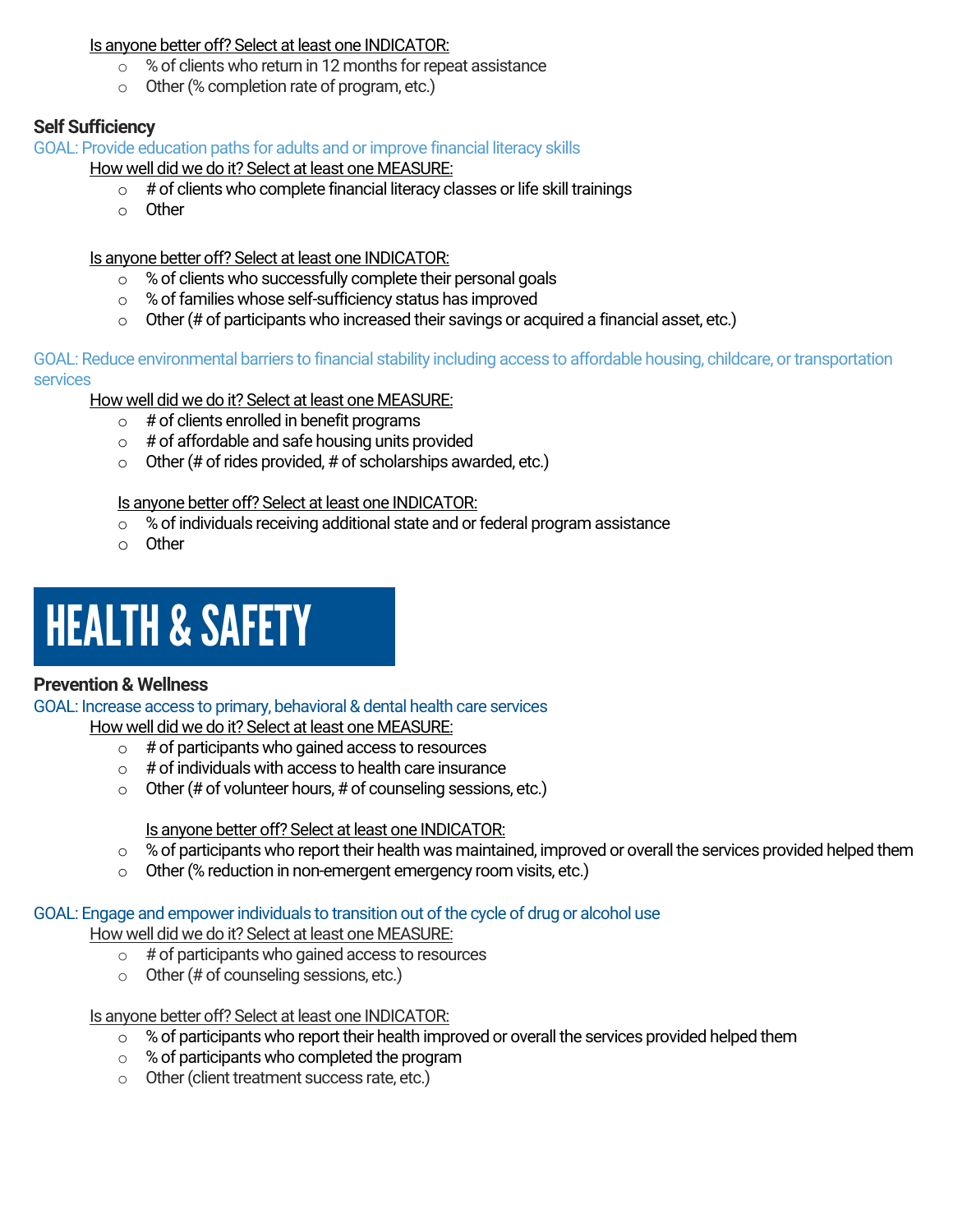Is anyone better off? Select at least one INDICATOR:

- % of clients who return in 12 months for repeat assistance
- Other (% completion rate of program, etc.)

### Self Sufficiency

GOAL: Provide education paths for adults and or improve financial literacy skills

How well did we do it? Select at least one MEASURE:

- # of clients who complete financial literacy classes or life skill trainings
- Other

Is anyone better off? Select at least one INDICATOR:

- % of clients who successfully complete their personal goals
- % of families whose self-sufficiency status has improved
- Other (# of participants who increased their savings or acquired a financial asset, etc.)

GOAL: Reduce environmental barriers to financial stability including access to affordable housing, childcare, or transportation services

How well did we do it? Select at least one MEASURE:

- # of clients enrolled in benefit programs
- # of affordable and safe housing units provided
- Other (# of rides provided, # of scholarships awarded, etc.)

Is anyone better off? Select at least one INDICATOR:

- % of individuals receiving additional state and or federal program assistance
- Other

# HEALTH & SAFETY

### Prevention & Wellness

GOAL: Increase access to primary, behavioral & dental health care services

How well did we do it? Select at least one MEASURE:

- # of participants who gained access to resources
- # of individuals with access to health care insurance
- Other (# of volunteer hours, # of counseling sessions, etc.)

Is anyone better off? Select at least one INDICATOR:

- % of participants who report their health was maintained, improved or overall the services provided helped them
- Other (% reduction in non-emergent emergency room visits, etc.)

GOAL: Engage and empower individuals to transition out of the cycle of drug or alcohol use

How well did we do it? Select at least one MEASURE:

- # of participants who gained access to resources
- Other (# of counseling sessions, etc.)

Is anyone better off? Select at least one INDICATOR:

- % of participants who report their health improved or overall the services provided helped them
- % of participants who completed the program
- Other (client treatment success rate, etc.)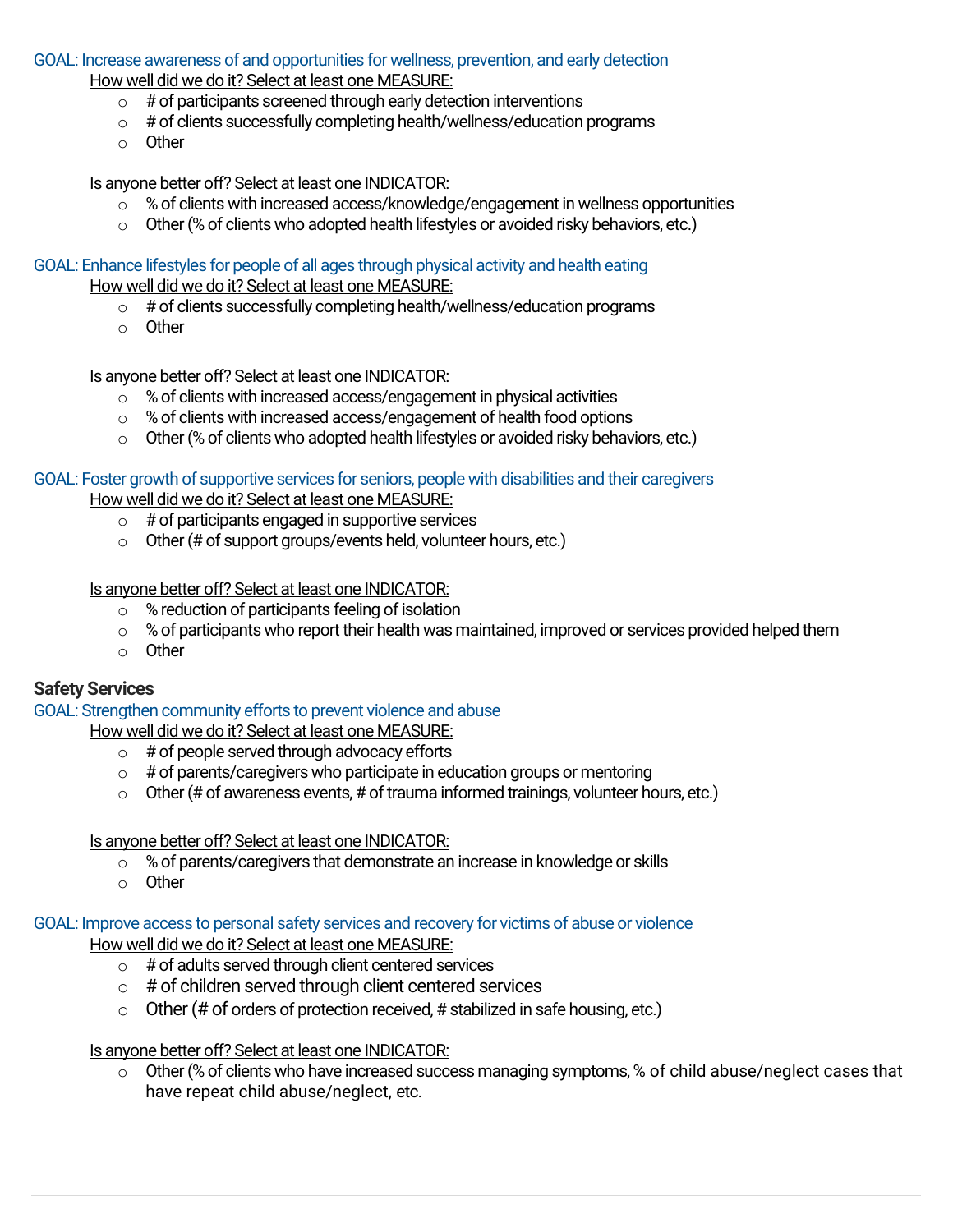GOAL: Increase awareness of and opportunities for wellness, prevention, and early detection

<u>How well did we do it? Select at least one MEASURE:</u>

- # of participants screened through early detection interventions
- # of clients successfully completing health/wellness/education programs
- Other

<u>Is anyone better off? Select at least one INDICATOR:</u>

- % of clients with increased access/knowledge/engagement in wellness opportunities
- Other (% of clients who adopted health lifestyles or avoided risky behaviors, etc.)

GOAL: Enhance lifestyles for people of all ages through physical activity and health eating

<u>How well did we do it? Select at least one MEASURE:</u>

- # of clients successfully completing health/wellness/education programs
- Other

<u>Is anyone better off? Select at least one INDICATOR:</u>

- % of clients with increased access/engagement in physical activities
- % of clients with increased access/engagement of health food options
- Other (% of clients who adopted health lifestyles or avoided risky behaviors, etc.)

GOAL: Foster growth of supportive services for seniors, people with disabilities and their caregivers

<u>How well did we do it? Select at least one MEASURE:</u>

- # of participants engaged in supportive services
- Other (# of support groups/events held, volunteer hours, etc.)

<u>Is anyone better off? Select at least one INDICATOR:</u>

- % reduction of participants feeling of isolation
- % of participants who report their health was maintained, improved or services provided helped them
- Other

**Safety Services**

GOAL: Strengthen community efforts to prevent violence and abuse

<u>How well did we do it? Select at least one MEASURE:</u>

- # of people served through advocacy efforts
- # of parents/caregivers who participate in education groups or mentoring
- Other (# of awareness events, # of trauma informed trainings, volunteer hours, etc.)

<u>Is anyone better off? Select at least one INDICATOR:</u>

- % of parents/caregivers that demonstrate an increase in knowledge or skills
- Other

GOAL: Improve access to personal safety services and recovery for victims of abuse or violence

<u>How well did we do it? Select at least one MEASURE:</u>

- # of adults served through client centered services
- # of children served through client centered services
- Other (# of orders of protection received, # stabilized in safe housing, etc.)

<u>Is anyone better off? Select at least one INDICATOR:</u>

- Other (% of clients who have increased success managing symptoms, % of child abuse/neglect cases that have repeat child abuse/neglect, etc.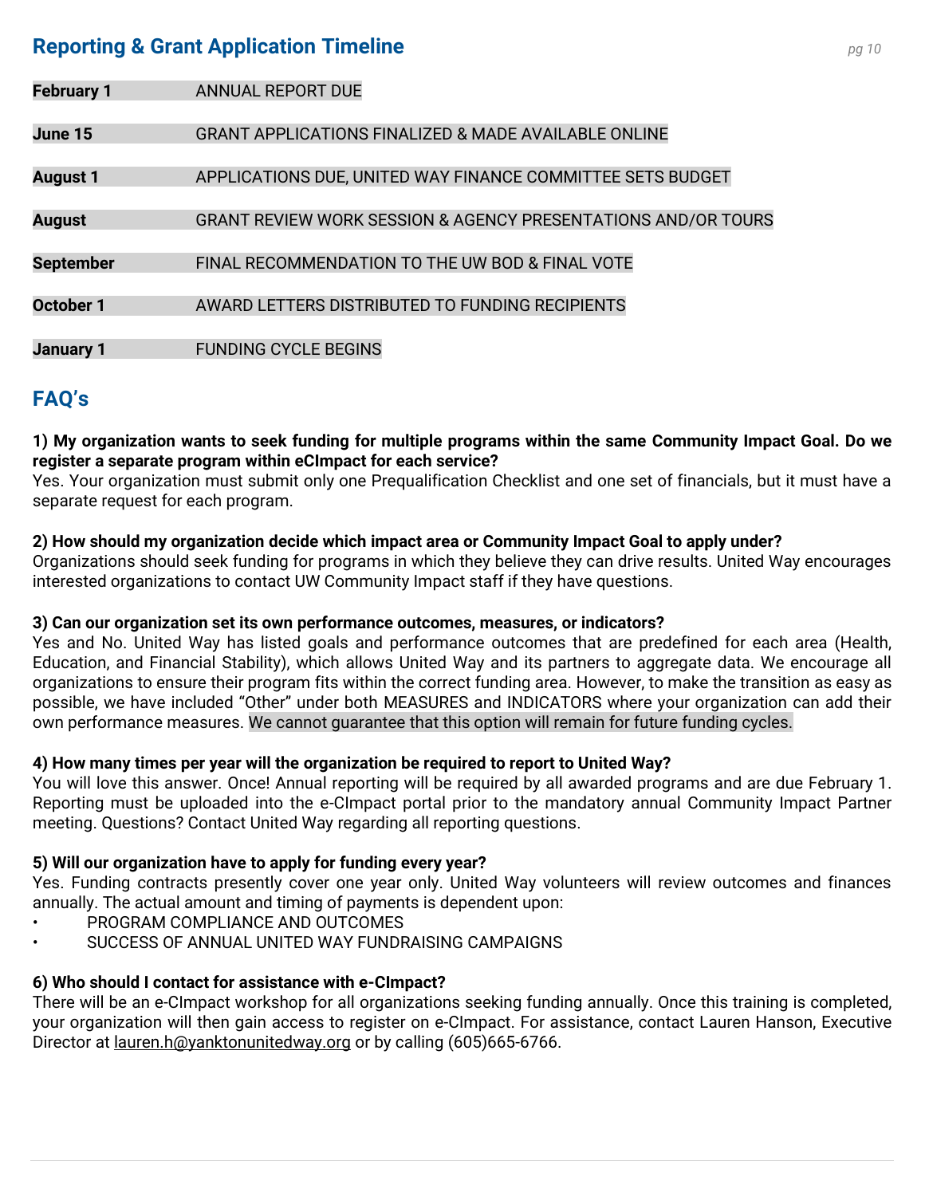## Reporting & Grant Application Timeline

| | |
|---|---|
| **February 1** | ANNUAL REPORT DUE |
| **June 15** | GRANT APPLICATIONS FINALIZED & MADE AVAILABLE ONLINE |
| **August 1** | APPLICATIONS DUE, UNITED WAY FINANCE COMMITTEE SETS BUDGET |
| **August** | GRANT REVIEW WORK SESSION & AGENCY PRESENTATIONS AND/OR TOURS |
| **September** | FINAL RECOMMENDATION TO THE UW BOD & FINAL VOTE |
| **October 1** | AWARD LETTERS DISTRIBUTED TO FUNDING RECIPIENTS |
| **January 1** | FUNDING CYCLE BEGINS |

## FAQ's

**1) My organization wants to seek funding for multiple programs within the same Community Impact Goal. Do we register a separate program within eCImpact for each service?**
Yes. Your organization must submit only one Prequalification Checklist and one set of financials, but it must have a separate request for each program.

**2) How should my organization decide which impact area or Community Impact Goal to apply under?**
Organizations should seek funding for programs in which they believe they can drive results. United Way encourages interested organizations to contact UW Community Impact staff if they have questions.

**3) Can our organization set its own performance outcomes, measures, or indicators?**
Yes and No. United Way has listed goals and performance outcomes that are predefined for each area (Health, Education, and Financial Stability), which allows United Way and its partners to aggregate data. We encourage all organizations to ensure their program fits within the correct funding area. However, to make the transition as easy as possible, we have included "Other" under both MEASURES and INDICATORS where your organization can add their own performance measures. We cannot guarantee that this option will remain for future funding cycles.

**4) How many times per year will the organization be required to report to United Way?**
You will love this answer. Once! Annual reporting will be required by all awarded programs and are due February 1. Reporting must be uploaded into the e-CImpact portal prior to the mandatory annual Community Impact Partner meeting. Questions? Contact United Way regarding all reporting questions.

**5) Will our organization have to apply for funding every year?**
Yes. Funding contracts presently cover one year only. United Way volunteers will review outcomes and finances annually. The actual amount and timing of payments is dependent upon:

- PROGRAM COMPLIANCE AND OUTCOMES
- SUCCESS OF ANNUAL UNITED WAY FUNDRAISING CAMPAIGNS

**6) Who should I contact for assistance with e-CImpact?**
There will be an e-CImpact workshop for all organizations seeking funding annually. Once this training is completed, your organization will then gain access to register on e-CImpact. For assistance, contact Lauren Hanson, Executive Director at lauren.h@yanktonunitedway.org or by calling (605)665-6766.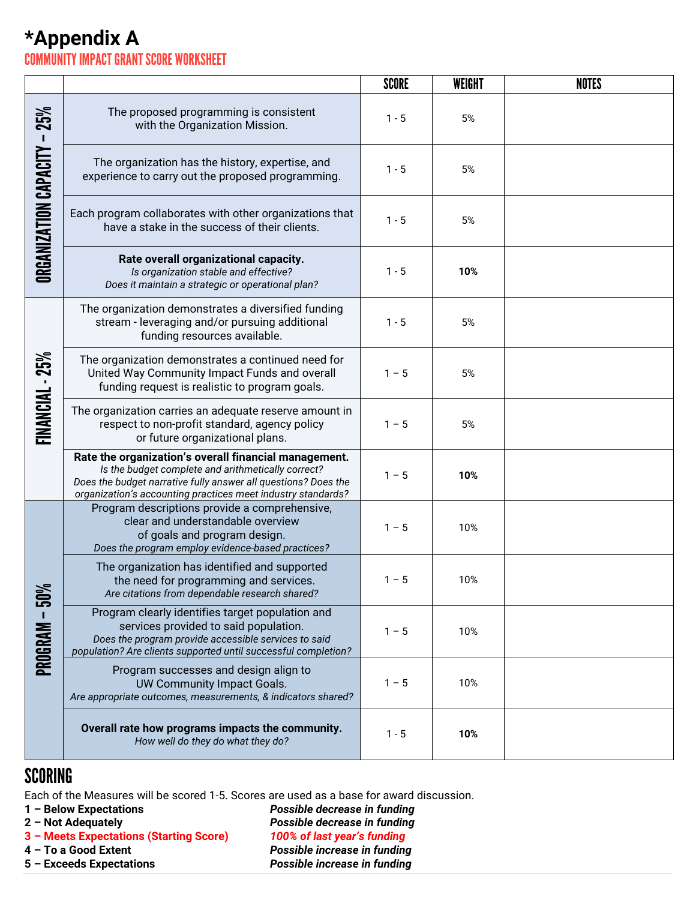# *Appendix A

## COMMUNITY IMPACT GRANT SCORE WORKSHEET

| | | SCORE | WEIGHT | NOTES |
|---|---|---|---|---|
| ORGANIZATION CAPACITY – 25% | The proposed programming is consistent with the Organization Mission. | 1 - 5 | 5% | |
| | The organization has the history, expertise, and experience to carry out the proposed programming. | 1 - 5 | 5% | |
| | Each program collaborates with other organizations that have a stake in the success of their clients. | 1 - 5 | 5% | |
| | **Rate overall organizational capacity.** *Is organization stable and effective? Does it maintain a strategic or operational plan?* | 1 - 5 | **10%** | |
| FINANCIAL - 25% | The organization demonstrates a diversified funding stream - leveraging and/or pursuing additional funding resources available. | 1 - 5 | 5% | |
| | The organization demonstrates a continued need for United Way Community Impact Funds and overall funding request is realistic to program goals. | 1 – 5 | 5% | |
| | The organization carries an adequate reserve amount in respect to non-profit standard, agency policy or future organizational plans. | 1 – 5 | 5% | |
| | **Rate the organization's overall financial management.** *Is the budget complete and arithmetically correct? Does the budget narrative fully answer all questions? Does the organization's accounting practices meet industry standards?* | 1 – 5 | **10%** | |
| PROGRAM – 50% | Program descriptions provide a comprehensive, clear and understandable overview of goals and program design. *Does the program employ evidence-based practices?* | 1 – 5 | 10% | |
| | The organization has identified and supported the need for programming and services. *Are citations from dependable research shared?* | 1 – 5 | 10% | |
| | Program clearly identifies target population and services provided to said population. *Does the program provide accessible services to said population? Are clients supported until successful completion?* | 1 – 5 | 10% | |
| | Program successes and design align to UW Community Impact Goals. *Are appropriate outcomes, measurements, & indicators shared?* | 1 – 5 | 10% | |
| | **Overall rate how programs impacts the community.** *How well do they do what they do?* | 1 - 5 | **10%** | |

## SCORING

Each of the Measures will be scored 1-5. Scores are used as a base for award discussion.

| | |
|---|---|
| **1 – Below Expectations** | ***Possible decrease in funding*** |
| **2 – Not Adequately** | ***Possible decrease in funding*** |
| **3 – Meets Expectations (Starting Score)** | ***100% of last year's funding*** |
| **4 – To a Good Extent** | ***Possible increase in funding*** |
| **5 – Exceeds Expectations** | ***Possible increase in funding*** |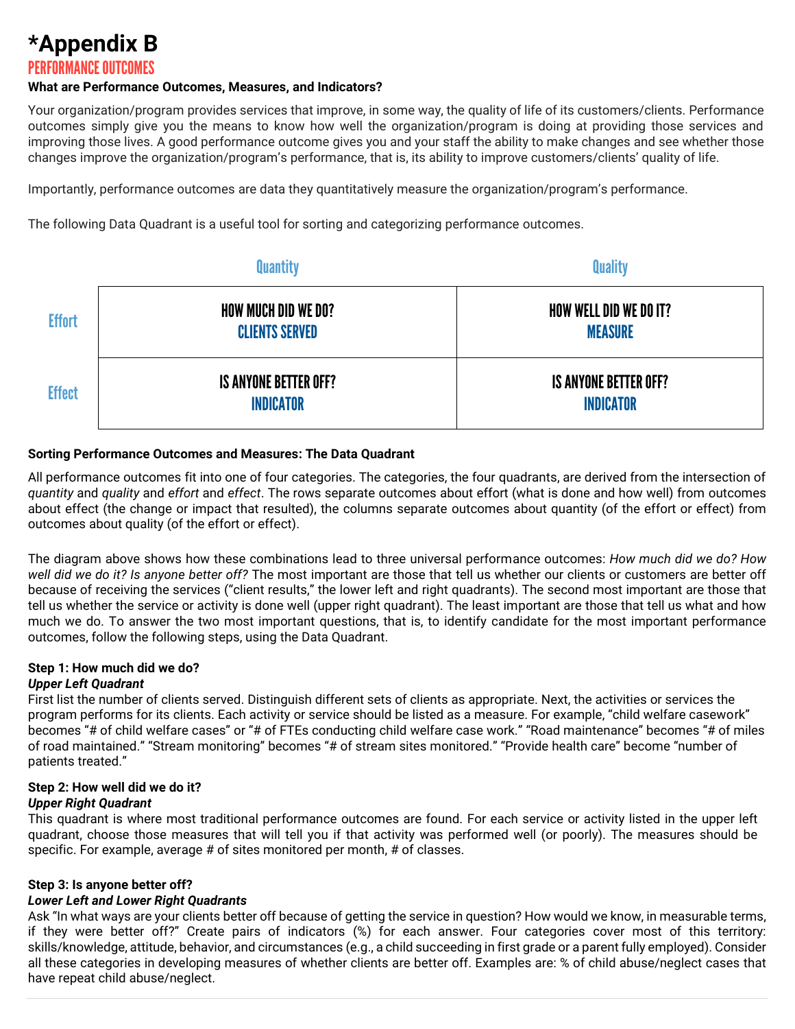# *Appendix B

## PERFORMANCE OUTCOMES

**What are Performance Outcomes, Measures, and Indicators?**

Your organization/program provides services that improve, in some way, the quality of life of its customers/clients. Performance outcomes simply give you the means to know how well the organization/program is doing at providing those services and improving those lives. A good performance outcome gives you and your staff the ability to make changes and see whether those changes improve the organization/program's performance, that is, its ability to improve customers/clients' quality of life.

Importantly, performance outcomes are data they quantitatively measure the organization/program's performance.

The following Data Quadrant is a useful tool for sorting and categorizing performance outcomes.

| | Quantity | Quality |
|---|---|---|
| Effort | HOW MUCH DID WE DO?<br>CLIENTS SERVED | HOW WELL DID WE DO IT?<br>MEASURE |
| Effect | IS ANYONE BETTER OFF?<br>INDICATOR | IS ANYONE BETTER OFF?<br>INDICATOR |

**Sorting Performance Outcomes and Measures: The Data Quadrant**

All performance outcomes fit into one of four categories. The categories, the four quadrants, are derived from the intersection of *quantity* and *quality* and *effort* and *effect*. The rows separate outcomes about effort (what is done and how well) from outcomes about effect (the change or impact that resulted), the columns separate outcomes about quantity (of the effort or effect) from outcomes about quality (of the effort or effect).

The diagram above shows how these combinations lead to three universal performance outcomes: *How much did we do? How well did we do it? Is anyone better off?* The most important are those that tell us whether our clients or customers are better off because of receiving the services ("client results," the lower left and right quadrants). The second most important are those that tell us whether the service or activity is done well (upper right quadrant). The least important are those that tell us what and how much we do. To answer the two most important questions, that is, to identify candidate for the most important performance outcomes, follow the following steps, using the Data Quadrant.

**Step 1: How much did we do?**

***Upper Left Quadrant***

First list the number of clients served. Distinguish different sets of clients as appropriate. Next, the activities or services the program performs for its clients. Each activity or service should be listed as a measure. For example, "child welfare casework" becomes "# of child welfare cases" or "# of FTEs conducting child welfare case work." "Road maintenance" becomes "# of miles of road maintained." "Stream monitoring" becomes "# of stream sites monitored." "Provide health care" become "number of patients treated."

**Step 2: How well did we do it?**

***Upper Right Quadrant***

This quadrant is where most traditional performance outcomes are found. For each service or activity listed in the upper left quadrant, choose those measures that will tell you if that activity was performed well (or poorly). The measures should be specific. For example, average # of sites monitored per month, # of classes.

**Step 3: Is anyone better off?**

***Lower Left and Lower Right Quadrants***

Ask "In what ways are your clients better off because of getting the service in question? How would we know, in measurable terms, if they were better off?" Create pairs of indicators (%) for each answer. Four categories cover most of this territory: skills/knowledge, attitude, behavior, and circumstances (e.g., a child succeeding in first grade or a parent fully employed). Consider all these categories in developing measures of whether clients are better off. Examples are: % of child abuse/neglect cases that have repeat child abuse/neglect.